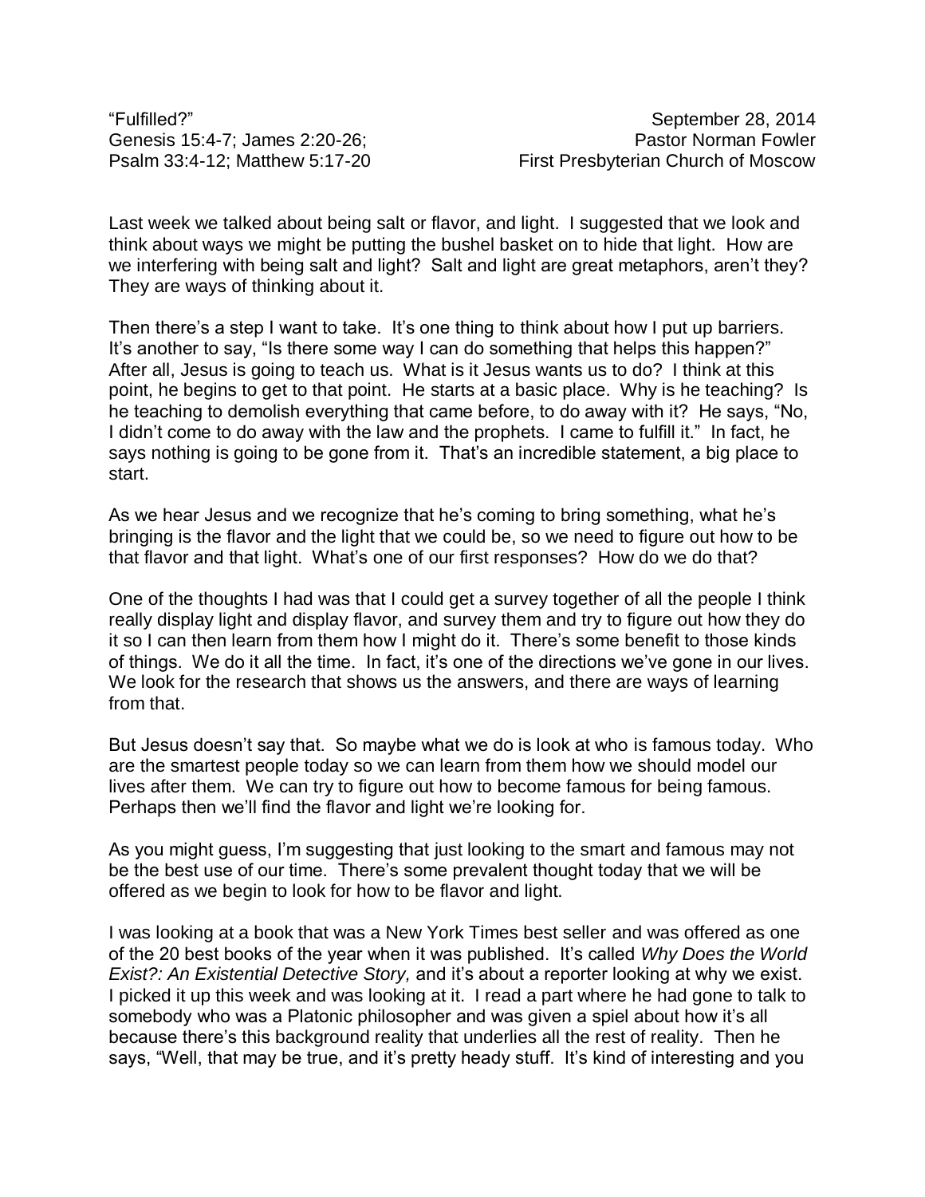“Fulfilled?”
Genesis 15:4-7; James 2:20-26;
Psalm 33:4-12; Matthew 5:17-20

September 28, 2014
Pastor Norman Fowler
First Presbyterian Church of Moscow

Last week we talked about being salt or flavor, and light. I suggested that we look and think about ways we might be putting the bushel basket on to hide that light. How are we interfering with being salt and light? Salt and light are great metaphors, aren't they? They are ways of thinking about it.

Then there's a step I want to take. It's one thing to think about how I put up barriers. It's another to say, “Is there some way I can do something that helps this happen?” After all, Jesus is going to teach us. What is it Jesus wants us to do? I think at this point, he begins to get to that point. He starts at a basic place. Why is he teaching? Is he teaching to demolish everything that came before, to do away with it? He says, “No, I didn't come to do away with the law and the prophets. I came to fulfill it.” In fact, he says nothing is going to be gone from it. That's an incredible statement, a big place to start.

As we hear Jesus and we recognize that he's coming to bring something, what he's bringing is the flavor and the light that we could be, so we need to figure out how to be that flavor and that light. What's one of our first responses? How do we do that?

One of the thoughts I had was that I could get a survey together of all the people I think really display light and display flavor, and survey them and try to figure out how they do it so I can then learn from them how I might do it. There's some benefit to those kinds of things. We do it all the time. In fact, it's one of the directions we've gone in our lives. We look for the research that shows us the answers, and there are ways of learning from that.

But Jesus doesn't say that. So maybe what we do is look at who is famous today. Who are the smartest people today so we can learn from them how we should model our lives after them. We can try to figure out how to become famous for being famous. Perhaps then we'll find the flavor and light we're looking for.

As you might guess, I'm suggesting that just looking to the smart and famous may not be the best use of our time. There's some prevalent thought today that we will be offered as we begin to look for how to be flavor and light.

I was looking at a book that was a New York Times best seller and was offered as one of the 20 best books of the year when it was published. It's called *Why Does the World Exist?: An Existential Detective Story,* and it's about a reporter looking at why we exist. I picked it up this week and was looking at it. I read a part where he had gone to talk to somebody who was a Platonic philosopher and was given a spiel about how it's all because there's this background reality that underlies all the rest of reality. Then he says, “Well, that may be true, and it's pretty heady stuff. It's kind of interesting and you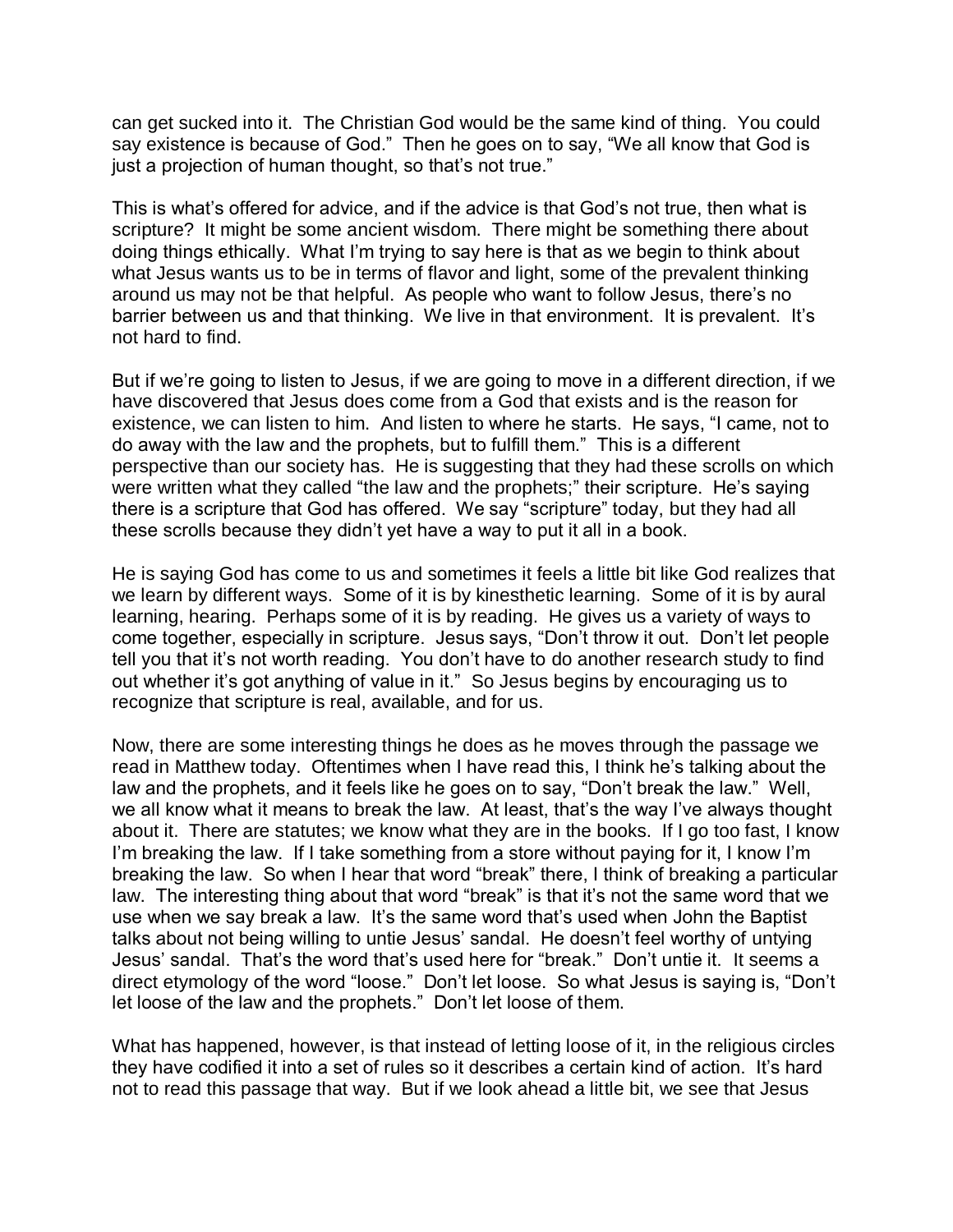can get sucked into it. The Christian God would be the same kind of thing. You could say existence is because of God." Then he goes on to say, "We all know that God is just a projection of human thought, so that's not true."

This is what's offered for advice, and if the advice is that God's not true, then what is scripture? It might be some ancient wisdom. There might be something there about doing things ethically. What I'm trying to say here is that as we begin to think about what Jesus wants us to be in terms of flavor and light, some of the prevalent thinking around us may not be that helpful. As people who want to follow Jesus, there's no barrier between us and that thinking. We live in that environment. It is prevalent. It's not hard to find.

But if we're going to listen to Jesus, if we are going to move in a different direction, if we have discovered that Jesus does come from a God that exists and is the reason for existence, we can listen to him. And listen to where he starts. He says, "I came, not to do away with the law and the prophets, but to fulfill them." This is a different perspective than our society has. He is suggesting that they had these scrolls on which were written what they called "the law and the prophets;" their scripture. He's saying there is a scripture that God has offered. We say "scripture" today, but they had all these scrolls because they didn't yet have a way to put it all in a book.

He is saying God has come to us and sometimes it feels a little bit like God realizes that we learn by different ways. Some of it is by kinesthetic learning. Some of it is by aural learning, hearing. Perhaps some of it is by reading. He gives us a variety of ways to come together, especially in scripture. Jesus says, "Don't throw it out. Don't let people tell you that it's not worth reading. You don't have to do another research study to find out whether it's got anything of value in it." So Jesus begins by encouraging us to recognize that scripture is real, available, and for us.

Now, there are some interesting things he does as he moves through the passage we read in Matthew today. Oftentimes when I have read this, I think he's talking about the law and the prophets, and it feels like he goes on to say, "Don't break the law." Well, we all know what it means to break the law. At least, that's the way I've always thought about it. There are statutes; we know what they are in the books. If I go too fast, I know I'm breaking the law. If I take something from a store without paying for it, I know I'm breaking the law. So when I hear that word "break" there, I think of breaking a particular law. The interesting thing about that word "break" is that it's not the same word that we use when we say break a law. It's the same word that's used when John the Baptist talks about not being willing to untie Jesus' sandal. He doesn't feel worthy of untying Jesus' sandal. That's the word that's used here for "break." Don't untie it. It seems a direct etymology of the word "loose." Don't let loose. So what Jesus is saying is, "Don't let loose of the law and the prophets." Don't let loose of them.

What has happened, however, is that instead of letting loose of it, in the religious circles they have codified it into a set of rules so it describes a certain kind of action. It's hard not to read this passage that way. But if we look ahead a little bit, we see that Jesus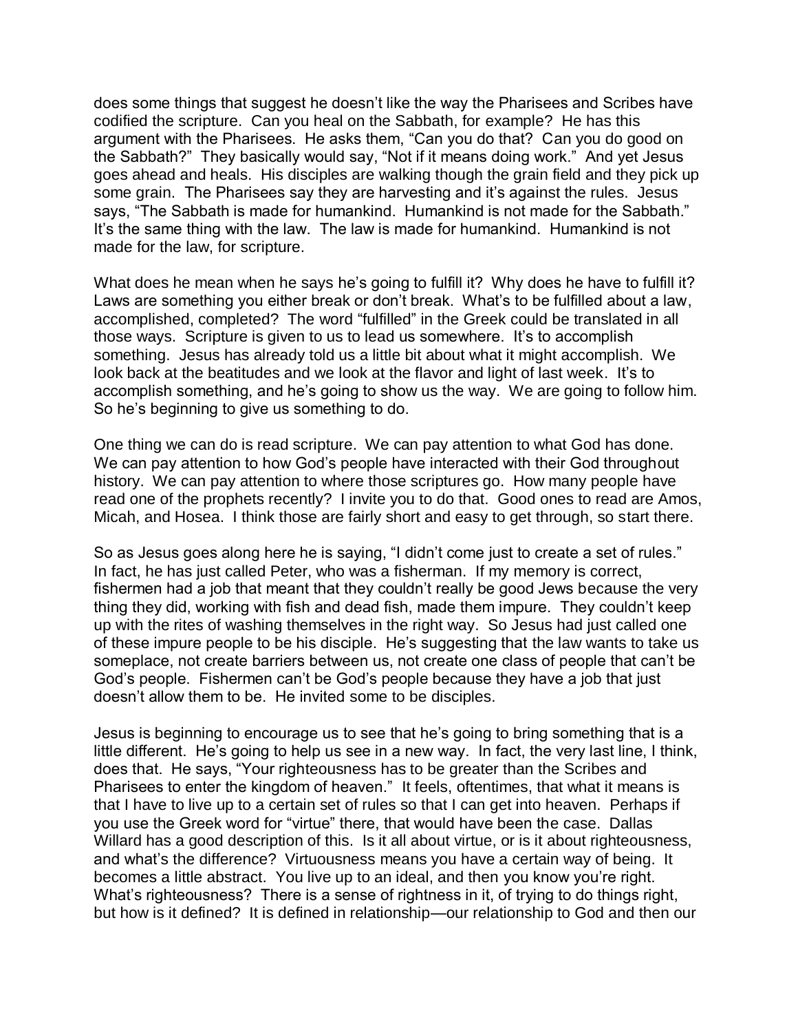does some things that suggest he doesn't like the way the Pharisees and Scribes have codified the scripture. Can you heal on the Sabbath, for example? He has this argument with the Pharisees. He asks them, "Can you do that? Can you do good on the Sabbath?" They basically would say, "Not if it means doing work." And yet Jesus goes ahead and heals. His disciples are walking though the grain field and they pick up some grain. The Pharisees say they are harvesting and it's against the rules. Jesus says, "The Sabbath is made for humankind. Humankind is not made for the Sabbath." It's the same thing with the law. The law is made for humankind. Humankind is not made for the law, for scripture.

What does he mean when he says he's going to fulfill it? Why does he have to fulfill it? Laws are something you either break or don't break. What's to be fulfilled about a law, accomplished, completed? The word "fulfilled" in the Greek could be translated in all those ways. Scripture is given to us to lead us somewhere. It's to accomplish something. Jesus has already told us a little bit about what it might accomplish. We look back at the beatitudes and we look at the flavor and light of last week. It's to accomplish something, and he's going to show us the way. We are going to follow him. So he's beginning to give us something to do.

One thing we can do is read scripture. We can pay attention to what God has done. We can pay attention to how God's people have interacted with their God throughout history. We can pay attention to where those scriptures go. How many people have read one of the prophets recently? I invite you to do that. Good ones to read are Amos, Micah, and Hosea. I think those are fairly short and easy to get through, so start there.

So as Jesus goes along here he is saying, "I didn't come just to create a set of rules." In fact, he has just called Peter, who was a fisherman. If my memory is correct, fishermen had a job that meant that they couldn't really be good Jews because the very thing they did, working with fish and dead fish, made them impure. They couldn't keep up with the rites of washing themselves in the right way. So Jesus had just called one of these impure people to be his disciple. He's suggesting that the law wants to take us someplace, not create barriers between us, not create one class of people that can't be God's people. Fishermen can't be God's people because they have a job that just doesn't allow them to be. He invited some to be disciples.

Jesus is beginning to encourage us to see that he's going to bring something that is a little different. He's going to help us see in a new way. In fact, the very last line, I think, does that. He says, "Your righteousness has to be greater than the Scribes and Pharisees to enter the kingdom of heaven." It feels, oftentimes, that what it means is that I have to live up to a certain set of rules so that I can get into heaven. Perhaps if you use the Greek word for "virtue" there, that would have been the case. Dallas Willard has a good description of this. Is it all about virtue, or is it about righteousness, and what's the difference? Virtuousness means you have a certain way of being. It becomes a little abstract. You live up to an ideal, and then you know you're right. What's righteousness? There is a sense of rightness in it, of trying to do things right, but how is it defined? It is defined in relationship—our relationship to God and then our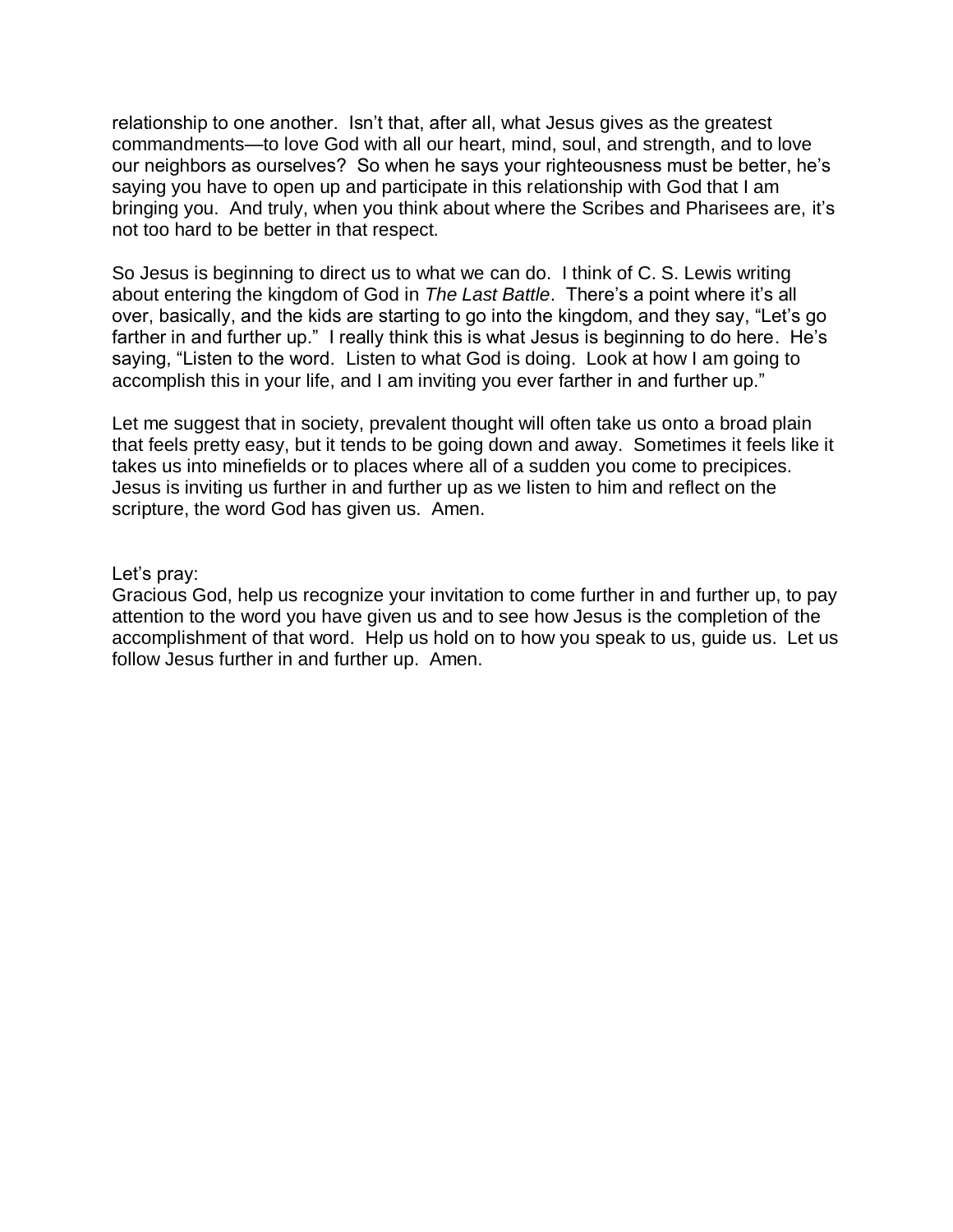relationship to one another. Isn't that, after all, what Jesus gives as the greatest commandments—to love God with all our heart, mind, soul, and strength, and to love our neighbors as ourselves? So when he says your righteousness must be better, he's saying you have to open up and participate in this relationship with God that I am bringing you. And truly, when you think about where the Scribes and Pharisees are, it's not too hard to be better in that respect.

So Jesus is beginning to direct us to what we can do. I think of C. S. Lewis writing about entering the kingdom of God in *The Last Battle*. There's a point where it's all over, basically, and the kids are starting to go into the kingdom, and they say, "Let's go farther in and further up." I really think this is what Jesus is beginning to do here. He's saying, "Listen to the word. Listen to what God is doing. Look at how I am going to accomplish this in your life, and I am inviting you ever farther in and further up."

Let me suggest that in society, prevalent thought will often take us onto a broad plain that feels pretty easy, but it tends to be going down and away. Sometimes it feels like it takes us into minefields or to places where all of a sudden you come to precipices. Jesus is inviting us further in and further up as we listen to him and reflect on the scripture, the word God has given us. Amen.

Let's pray:
Gracious God, help us recognize your invitation to come further in and further up, to pay attention to the word you have given us and to see how Jesus is the completion of the accomplishment of that word. Help us hold on to how you speak to us, guide us. Let us follow Jesus further in and further up. Amen.